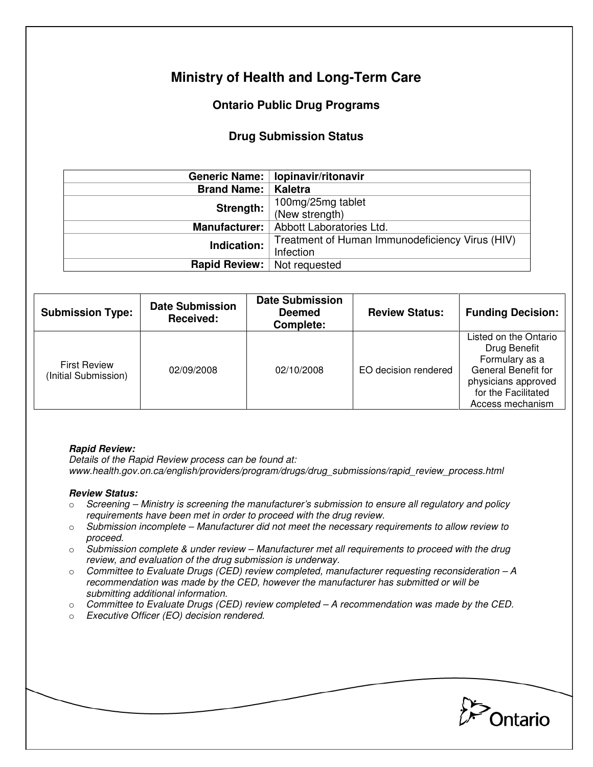# Ministry of Health and Long-Term Care

## Ontario Public Drug Programs

### Drug Submission Status

| | |
|---|---|
| **Generic Name:** | **lopinavir/ritonavir** |
| **Brand Name:** | **Kaletra** |
| **Strength:** | 100mg/25mg tablet (New strength) |
| **Manufacturer:** | Abbott Laboratories Ltd. |
| **Indication:** | Treatment of Human Immunodeficiency Virus (HIV) Infection |
| **Rapid Review:** | Not requested |

| Submission Type: | Date Submission Received: | Date Submission Deemed Complete: | Review Status: | Funding Decision: |
|---|---|---|---|---|
| First Review (Initial Submission) | 02/09/2008 | 02/10/2008 | EO decision rendered | Listed on the Ontario Drug Benefit Formulary as a General Benefit for physicians approved for the Facilitated Access mechanism |

***Rapid Review:***
*Details of the Rapid Review process can be found at:*
*www.health.gov.on.ca/english/providers/program/drugs/drug_submissions/rapid_review_process.html*

***Review Status:***

- *Screening – Ministry is screening the manufacturer's submission to ensure all regulatory and policy requirements have been met in order to proceed with the drug review.*
- *Submission incomplete – Manufacturer did not meet the necessary requirements to allow review to proceed.*
- *Submission complete & under review – Manufacturer met all requirements to proceed with the drug review, and evaluation of the drug submission is underway.*
- *Committee to Evaluate Drugs (CED) review completed, manufacturer requesting reconsideration – A recommendation was made by the CED, however the manufacturer has submitted or will be submitting additional information.*
- *Committee to Evaluate Drugs (CED) review completed – A recommendation was made by the CED.*
- *Executive Officer (EO) decision rendered.*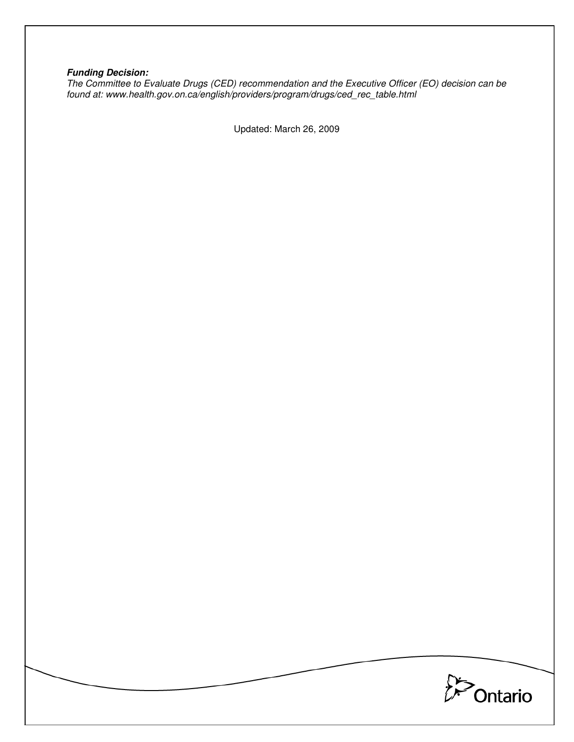***Funding Decision:***
*The Committee to Evaluate Drugs (CED) recommendation and the Executive Officer (EO) decision can be found at: www.health.gov.on.ca/english/providers/program/drugs/ced_rec_table.html*

Updated: March 26, 2009